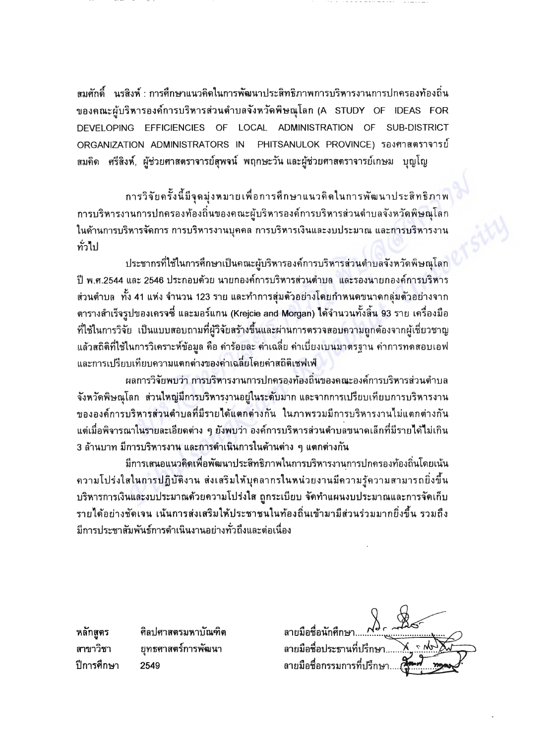สมศักดิ์ นรสิงห์ : การศึกษาแนวคิดในการพัฒนาประสิทธิภาพการบริหารงานการปกครองท้องถิ่นของคณะผู้บริหารองค์การบริหารส่วนตำบลจังหวัดพิษณุโลก (A STUDY OF IDEAS FOR DEVELOPING EFFICIENCIES OF LOCAL ADMINISTRATION OF SUB-DISTRICT ORGANIZATION ADMINISTRATORS IN PHITSANULOK PROVINCE) รองศาสตราจารย์สมคิด ศรีสิงห์, ผู้ช่วยศาสตราจารย์สุพจน์ พฤกษะวัน และผู้ช่วยศาสตราจารย์เกษม บุญโญ

การวิจัยครั้งนี้มีจุดมุ่งหมายเพื่อการศึกษาแนวคิดในการพัฒนาประสิทธิภาพการบริหารงานการปกครองท้องถิ่นของคณะผู้บริหารองค์การบริหารส่วนตำบลจังหวัดพิษณุโลก ในด้านการบริหารจัดการ การบริหารงานบุคคล การบริหารเงินและงบประมาณ และการบริหารงานทั่วไป

ประชากรที่ใช้ในการศึกษาเป็นคณะผู้บริหารองค์การบริหารส่วนตำบลจังหวัดพิษณุโลก ปี พ.ศ.2544 และ 2546 ประกอบด้วย นายกองค์การบริหารส่วนตำบล และรองนายกองค์การบริหารส่วนตำบล ทั้ง 41 แห่ง จำนวน 123 ราย และทำการสุ่มตัวอย่างโดยกำหนดขนาดกลุ่มตัวอย่างจากตารางสำเร็จรูปของเครจซี่ และมอร์แกน (Krejcie and Morgan) ได้จำนวนทั้งสิ้น 93 ราย เครื่องมือที่ใช้ในการวิจัย เป็นแบบสอบถามที่ผู้วิจัยสร้างขึ้นและผ่านการตรวจสอบความถูกต้องจากผู้เชี่ยวชาญ แล้วสถิติที่ใช้ในการวิเคราะห์ข้อมูล คือ ค่าร้อยละ ค่าเฉลี่ย ค่าเบี่ยงเบนมาตรฐาน ค่าการทดสอบเอฟ และการเปรียบเทียบความแตกต่างของค่าเฉลี่ยโดยค่าสถิติเชฟเฟ่

ผลการวิจัยพบว่า การบริหารงานการปกครองท้องถิ่นของคณะองค์การบริหารส่วนตำบลจังหวัดพิษณุโลก ส่วนใหญ่มีการบริหารงานอยู่ในระดับมาก และจากการเปรียบเทียบการบริหารงานขององค์การบริหารส่วนตำบลที่มีรายได้แตกต่างกัน ในภาพรวมมีการบริหารงานไม่แตกต่างกัน แต่เมื่อพิจารณาในรายละเอียดต่าง ๆ ยังพบว่า องค์การบริหารส่วนตำบลขนาดเล็กที่มีรายได้ไม่เกิน 3 ล้านบาท มีการบริหารงาน และการดำเนินการในด้านต่าง ๆ แตกต่างกัน

มีการเสนอแนวคิดเพื่อพัฒนาประสิทธิภาพในการบริหารงานการปกครองท้องถิ่นโดยเน้นความโปร่งใสในการปฏิบัติงาน ส่งเสริมให้บุคลากรในหน่วยงานมีความรู้ความสามารถยิ่งขึ้น บริหารการเงินและงบประมาณด้วยความโปร่งใส ถูกระเบียบ จัดทำแผนงบประมาณและการจัดเก็บรายได้อย่างชัดเจน เน้นการส่งเสริมให้ประชาชนในท้องถิ่นเข้ามามีส่วนร่วมมากยิ่งขึ้น รวมถึงมีการประชาสัมพันธ์การดำเนินงานอย่างทั่วถึงและต่อเนื่อง

| | | |
|---|---|---|
| หลักสูตร | ศิลปศาสตรมหาบัณฑิต | ลายมือชื่อนักศึกษา.................... |
| สาขาวิชา | ยุทธศาสตร์การพัฒนา | ลายมือชื่อประธานที่ปรึกษา.................... |
| ปีการศึกษา | 2549 | ลายมือชื่อกรรมการที่ปรึกษา.................... |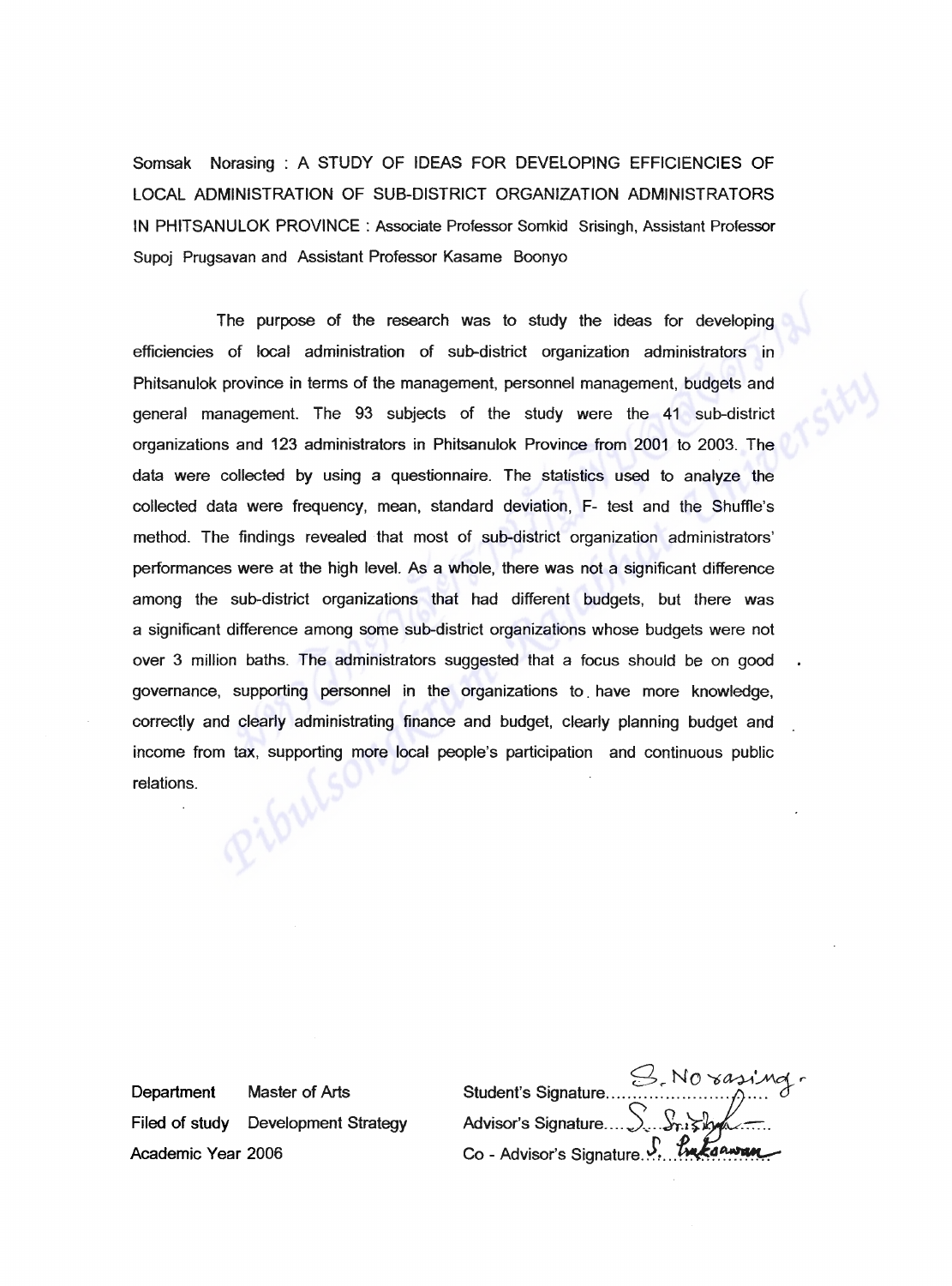Somsak Norasing : A STUDY OF IDEAS FOR DEVELOPING EFFICIENCIES OF LOCAL ADMINISTRATION OF SUB-DISTRICT ORGANIZATION ADMINISTRATORS IN PHITSANULOK PROVINCE : Associate Professor Somkid Srisingh, Assistant Professor Supoj Prugsavan and Assistant Professor Kasame Boonyo

The purpose of the research was to study the ideas for developing efficiencies of local administration of sub-district organization administrators in Phitsanulok province in terms of the management, personnel management, budgets and general management. The 93 subjects of the study were the 41 sub-district organizations and 123 administrators in Phitsanulok Province from 2001 to 2003. The data were collected by using a questionnaire. The statistics used to analyze the collected data were frequency, mean, standard deviation, F- test and the Shuffle's method. The findings revealed that most of sub-district organization administrators' performances were at the high level. As a whole, there was not a significant difference among the sub-district organizations that had different budgets, but there was a significant difference among some sub-district organizations whose budgets were not over 3 million baths. The administrators suggested that a focus should be on good governance, supporting personnel in the organizations to have more knowledge, correctly and clearly administrating finance and budget, clearly planning budget and income from tax, supporting more local people's participation and continuous public relations.

Department Master of Arts
Filed of study Development Strategy
Academic Year 2006

Student's Signature S. Norasing
Advisor's Signature S. Srisingh
Co - Advisor's Signature S. Prugsavan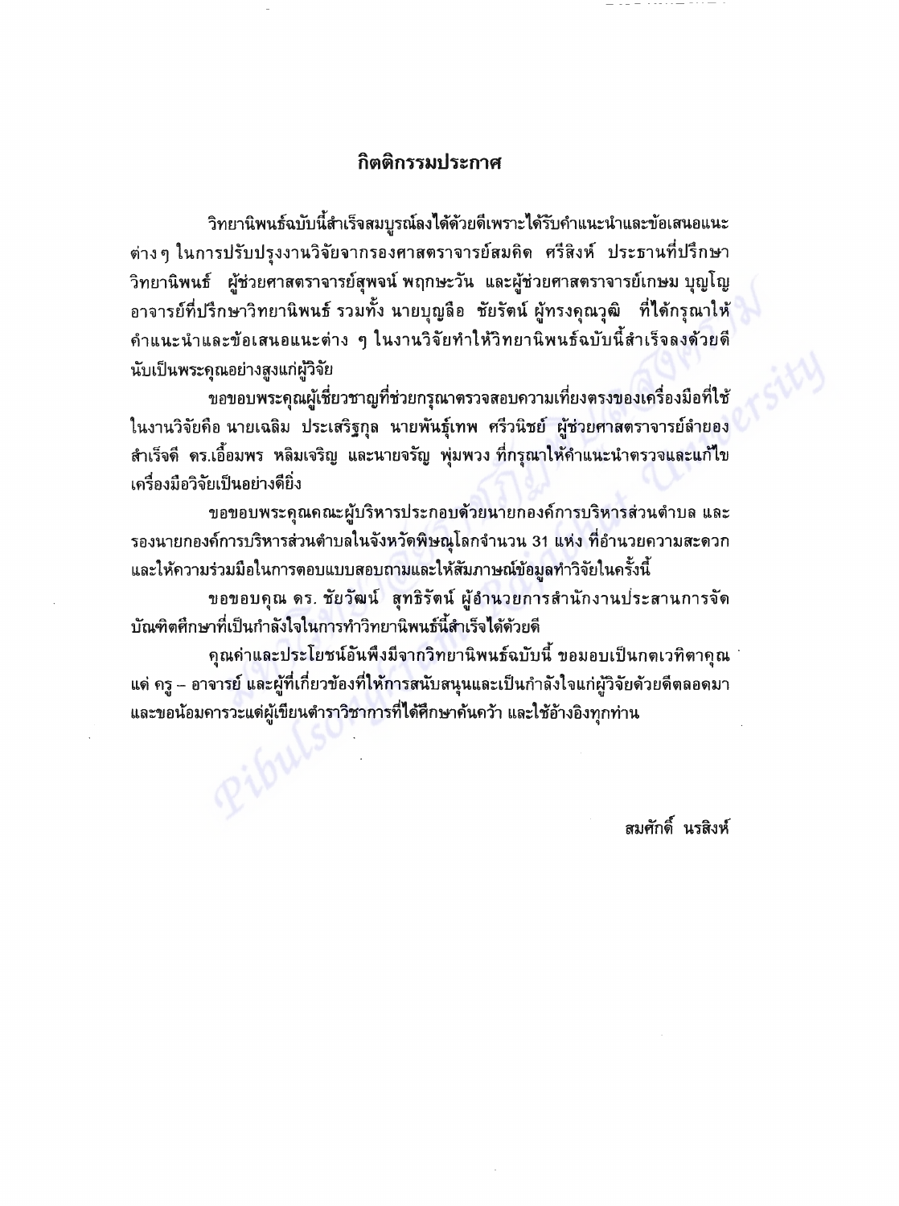# กิตติกรรมประกาศ

วิทยานิพนธ์ฉบับนี้สำเร็จสมบูรณ์ลงได้ด้วยดีเพราะได้รับคำแนะนำและข้อเสนอแนะต่างๆ ในการปรับปรุงงานวิจัยจากรองศาสตราจารย์สมคิด ศรีสิงห์ ประธานที่ปรึกษาวิทยานิพนธ์ ผู้ช่วยศาสตราจารย์สุพจน์ พฤกษะวัน และผู้ช่วยศาสตราจารย์เกษม บุญโญ อาจารย์ที่ปรึกษาวิทยานิพนธ์ รวมทั้ง นายบุญลือ ชัยรัตน์ ผู้ทรงคุณวุฒิ ที่ได้กรุณาให้คำแนะนำและข้อเสนอแนะต่าง ๆ ในงานวิจัยทำให้วิทยานิพนธ์ฉบับนี้สำเร็จลงด้วยดี นับเป็นพระคุณอย่างสูงแก่ผู้วิจัย

ขอขอบพระคุณผู้เชี่ยวชาญที่ช่วยกรุณาตรวจสอบความเที่ยงตรงของเครื่องมือที่ใช้ในงานวิจัยคือ นายเฉลิม ประเสริฐกุล นายพันธุ์เทพ ศรีวนิชย์ ผู้ช่วยศาสตราจารย์ลำยอง สำเร็จดี ดร.เอื้อมพร หลิมเจริญ และนายจรัญ พุ่มพวง ที่กรุณาให้คำแนะนำตรวจและแก้ไขเครื่องมือวิจัยเป็นอย่างดียิ่ง

ขอขอบพระคุณคณะผู้บริหารประกอบด้วยนายกองค์การบริหารส่วนตำบล และรองนายกองค์การบริหารส่วนตำบลในจังหวัดพิษณุโลกจำนวน 31 แห่ง ที่อำนวยความสะดวกและให้ความร่วมมือในการตอบแบบสอบถามและให้สัมภาษณ์ข้อมูลทำวิจัยในครั้งนี้

ขอขอบคุณ ดร. ชัยวัฒน์ สุทธิรัตน์ ผู้อำนวยการสำนักงานประสานการจัดบัณฑิตศึกษาที่เป็นกำลังใจในการทำวิทยานิพนธ์นี้สำเร็จได้ด้วยดี

คุณค่าและประโยชน์อันพึงมีจากวิทยานิพนธ์ฉบับนี้ ขอมอบเป็นกตเวทิตาคุณแด่ ครู – อาจารย์ และผู้ที่เกี่ยวข้องที่ให้การสนับสนุนและเป็นกำลังใจแก่ผู้วิจัยด้วยดีตลอดมา และขอน้อมคารวะแด่ผู้เขียนตำราวิชาการที่ได้ศึกษาค้นคว้า และใช้อ้างอิงทุกท่าน

สมศักดิ์ นรสิงห์